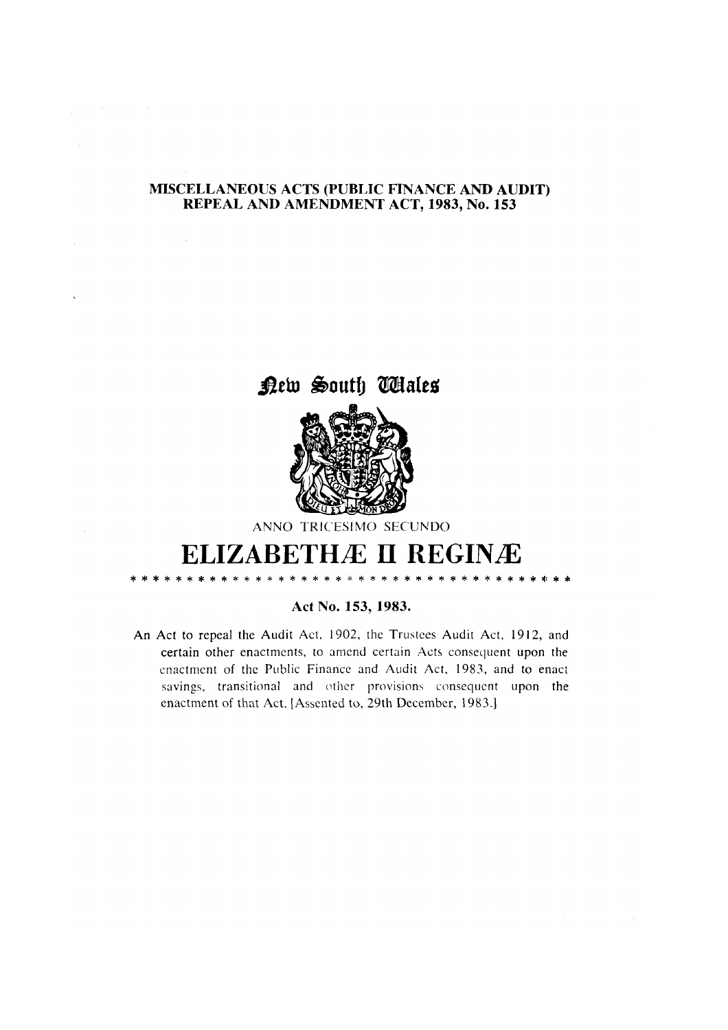# MISCELLANEOUS ACTS (PUBLIC FINANCE AND AUDIT) REPEAL AND AMENDMENT ACT, 1983, No. 153

New South Wales

ANNO TRICESIMO SECUNDO

# ELIZABETHÆ II REGINÆ

* * * * * * * * * * * * * * * * * * * * * * * * * * * * * * * * * * * * * * * * *

**Act No. 153, 1983.**

An Act to repeal the Audit Act, 1902, the Trustees Audit Act, 1912, and certain other enactments, to amend certain Acts consequent upon the enactment of the Public Finance and Audit Act, 1983, and to enact savings, transitional and other provisions consequent upon the enactment of that Act. [Assented to, 29th December, 1983.]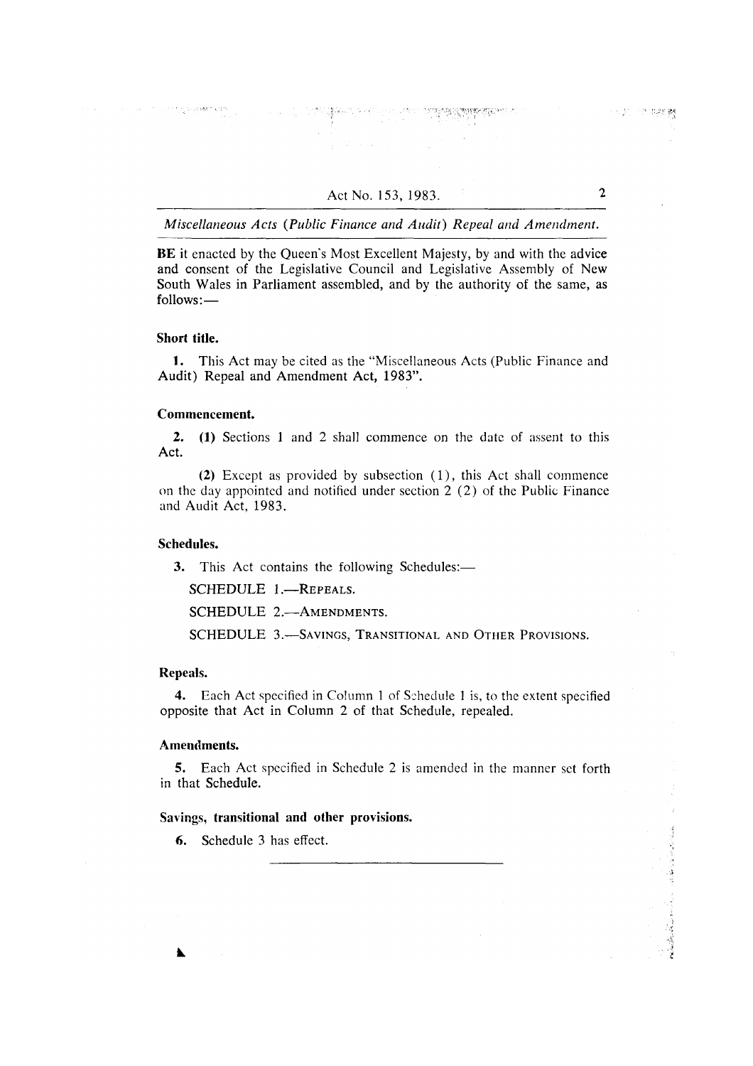**BE** it enacted by the Queen's Most Excellent Majesty, by and with the advice and consent of the Legislative Council and Legislative Assembly of New South Wales in Parliament assembled, and by the authority of the same, as follows:—

### Short title.

**1.** This Act may be cited as the "Miscellaneous Acts (Public Finance and Audit) Repeal and Amendment Act, 1983".

### Commencement.

**2.** **(1)** Sections 1 and 2 shall commence on the date of assent to this Act.

**(2)** Except as provided by subsection (1), this Act shall commence on the day appointed and notified under section 2 (2) of the Public Finance and Audit Act, 1983.

### Schedules.

**3.** This Act contains the following Schedules:—

SCHEDULE 1.—REPEALS.

SCHEDULE 2.—AMENDMENTS.

SCHEDULE 3.—SAVINGS, TRANSITIONAL AND OTHER PROVISIONS.

### Repeals.

**4.** Each Act specified in Column 1 of Schedule 1 is, to the extent specified opposite that Act in Column 2 of that Schedule, repealed.

### Amendments.

**5.** Each Act specified in Schedule 2 is amended in the manner set forth in that Schedule.

### Savings, transitional and other provisions.

**6.** Schedule 3 has effect.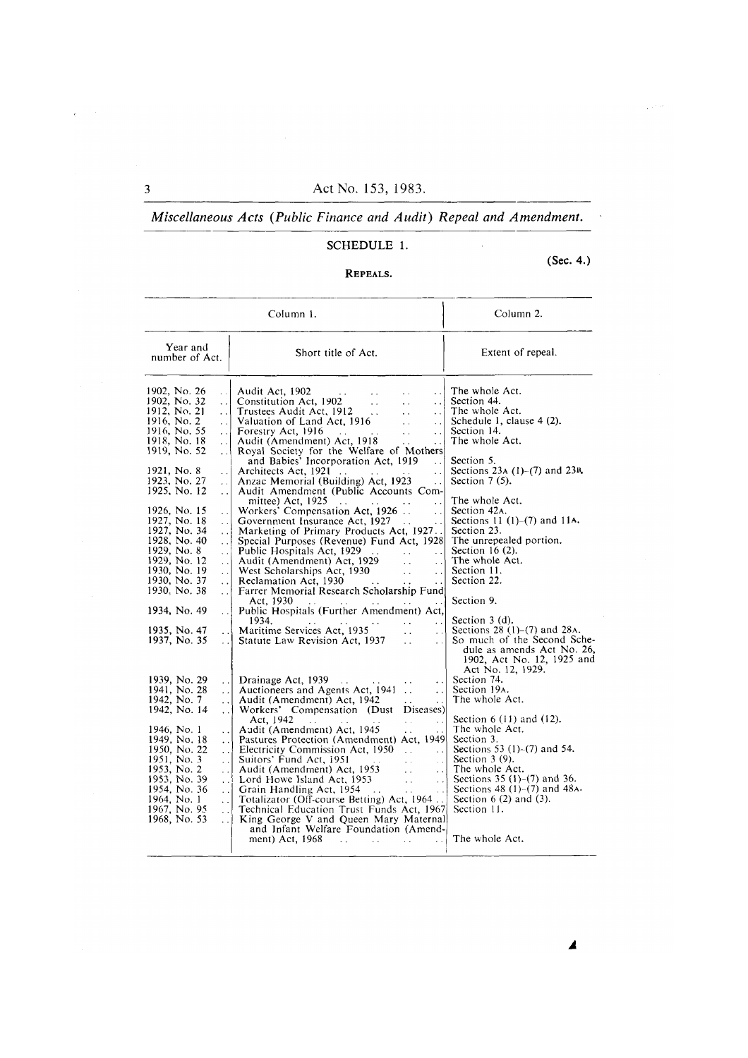## SCHEDULE 1.

(Sec. 4.)

### REPEALS.

| Column 1. | | Column 2. |
|---|---|---|
| Year and number of Act. | Short title of Act. | Extent of repeal. |
| 1902, No. 26 | Audit Act, 1902 | The whole Act. |
| 1902, No. 32 | Constitution Act, 1902 | Section 44. |
| 1912, No. 21 | Trustees Audit Act, 1912 | The whole Act. |
| 1916, No. 2 | Valuation of Land Act, 1916 | Schedule 1, clause 4 (2). |
| 1916, No. 55 | Forestry Act, 1916 | Section 14. |
| 1918, No. 18 | Audit (Amendment) Act, 1918 | The whole Act. |
| 1919, No. 52 | Royal Society for the Welfare of Mothers and Babies' Incorporation Act, 1919 | Section 5. |
| 1921, No. 8 | Architects Act, 1921 | Sections 23A (1)–(7) and 23B. |
| 1923, No. 27 | Anzac Memorial (Building) Act, 1923 | Section 7 (5). |
| 1925, No. 12 | Audit Amendment (Public Accounts Committee) Act, 1925 | The whole Act. |
| 1926, No. 15 | Workers' Compensation Act, 1926 | Section 42A. |
| 1927, No. 18 | Government Insurance Act, 1927 | Sections 11 (1)–(7) and 11A. |
| 1927, No. 34 | Marketing of Primary Products Act, 1927 | Section 23. |
| 1928, No. 40 | Special Purposes (Revenue) Fund Act, 1928 | The unrepealed portion. |
| 1929, No. 8 | Public Hospitals Act, 1929 | Section 16 (2). |
| 1929, No. 12 | Audit (Amendment) Act, 1929 | The whole Act. |
| 1930, No. 19 | West Scholarships Act, 1930 | Section 11. |
| 1930, No. 37 | Reclamation Act, 1930 | Section 22. |
| 1930, No. 38 | Farrer Memorial Research Scholarship Fund Act, 1930 | Section 9. |
| 1934, No. 49 | Public Hospitals (Further Amendment) Act, 1934. | Section 3 (d). |
| 1935, No. 47 | Maritime Services Act, 1935 | Sections 28 (1)–(7) and 28A. |
| 1937, No. 35 | Statute Law Revision Act, 1937 | So much of the Second Schedule as amends Act No. 26, 1902, Act No. 12, 1925 and Act No. 12, 1929. |
| 1939, No. 29 | Drainage Act, 1939 | Section 74. |
| 1941, No. 28 | Auctioneers and Agents Act, 1941 | Section 19A. |
| 1942, No. 7 | Audit (Amendment) Act, 1942 | The whole Act. |
| 1942, No. 14 | Workers' Compensation (Dust Diseases) Act, 1942 | Section 6 (11) and (12). |
| 1946, No. 1 | Audit (Amendment) Act, 1945 | The whole Act. |
| 1949, No. 18 | Pastures Protection (Amendment) Act, 1949 | Section 3. |
| 1950, No. 22 | Electricity Commission Act, 1950 | Sections 53 (1)–(7) and 54. |
| 1951, No. 3 | Suitors' Fund Act, 1951 | Section 3 (9). |
| 1953, No. 2 | Audit (Amendment) Act, 1953 | The whole Act. |
| 1953, No. 39 | Lord Howe Island Act, 1953 | Sections 35 (1)–(7) and 36. |
| 1954, No. 36 | Grain Handling Act, 1954 | Sections 48 (1)–(7) and 48A. |
| 1964, No. 1 | Totalizator (Off-course Betting) Act, 1964 | Section 6 (2) and (3). |
| 1967, No. 95 | Technical Education Trust Funds Act, 1967 | Section 11. |
| 1968, No. 53 | King George V and Queen Mary Maternal and Infant Welfare Foundation (Amendment) Act, 1968 | The whole Act. |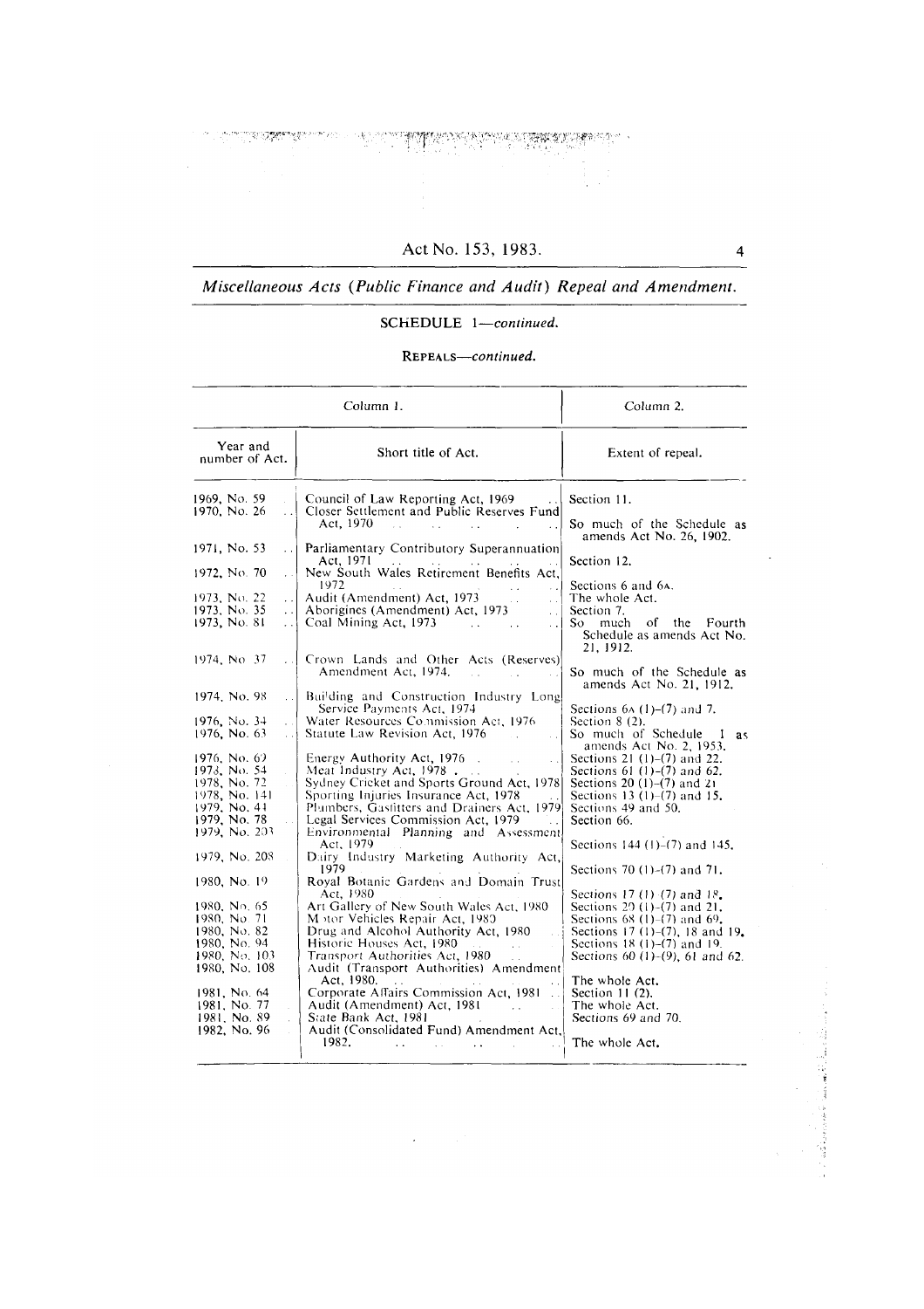## SCHEDULE 1—*continued*.

### REPEALS—*continued*.

| Column 1. | | Column 2. |
|---|---|---|
| Year and number of Act. | Short title of Act. | Extent of repeal. |
| 1969, No. 59 | Council of Law Reporting Act, 1969 | Section 11. |
| 1970, No. 26 | Closer Settlement and Public Reserves Fund Act, 1970 | So much of the Schedule as amends Act No. 26, 1902. |
| 1971, No. 53 | Parliamentary Contributory Superannuation Act, 1971 | Section 12. |
| 1972, No. 70 | New South Wales Retirement Benefits Act, 1972 | Sections 6 and 6A. |
| 1973, No. 22 | Audit (Amendment) Act, 1973 | The whole Act. |
| 1973, No. 35 | Aborigines (Amendment) Act, 1973 | Section 7. |
| 1973, No. 81 | Coal Mining Act, 1973 | So much of the Fourth Schedule as amends Act No. 21, 1912. |
| 1974, No. 37 | Crown Lands and Other Acts (Reserves) Amendment Act, 1974. | So much of the Schedule as amends Act No. 21, 1912. |
| 1974, No. 98 | Building and Construction Industry Long Service Payments Act, 1974 | Sections 6A (1)–(7) and 7. |
| 1976, No. 34 | Water Resources Commission Act, 1976 | Section 8 (2). |
| 1976, No. 63 | Statute Law Revision Act, 1976 | So much of Schedule 1 as amends Act No. 2, 1953. |
| 1976, No. 69 | Energy Authority Act, 1976 | Sections 21 (1)–(7) and 22. |
| 1978, No. 54 | Meat Industry Act, 1978 | Sections 61 (1)–(7) and 62. |
| 1978, No. 72 | Sydney Cricket and Sports Ground Act, 1978 | Sections 20 (1)–(7) and 21 |
| 1978, No. 141 | Sporting Injuries Insurance Act, 1978 | Sections 13 (1)–(7) and 15. |
| 1979, No. 41 | Plumbers, Gasfitters and Drainers Act, 1979 | Sections 49 and 50. |
| 1979, No. 78 | Legal Services Commission Act, 1979 | Section 66. |
| 1979, No. 203 | Environmental Planning and Assessment Act, 1979 | Sections 144 (1)–(7) and 145. |
| 1979, No. 208 | Dairy Industry Marketing Authority Act, 1979 | Sections 70 (1)–(7) and 71. |
| 1980, No. 19 | Royal Botanic Gardens and Domain Trust Act, 1980 | Sections 17 (1)–(7) and 18. |
| 1980, No. 65 | Art Gallery of New South Wales Act, 1980 | Sections 20 (1)–(7) and 21. |
| 1980, No. 71 | Motor Vehicles Repair Act, 1980 | Sections 68 (1)–(7) and 69. |
| 1980, No. 82 | Drug and Alcohol Authority Act, 1980 | Sections 17 (1)–(7), 18 and 19. |
| 1980, No. 94 | Historic Houses Act, 1980 | Sections 18 (1)–(7) and 19. |
| 1980, No. 103 | Transport Authorities Act, 1980 | Sections 60 (1)–(9), 61 and 62. |
| 1980, No. 108 | Audit (Transport Authorities) Amendment Act, 1980. | The whole Act. |
| 1981, No. 64 | Corporate Affairs Commission Act, 1981 | Section 11 (2). |
| 1981, No. 77 | Audit (Amendment) Act, 1981 | The whole Act. |
| 1981, No. 89 | State Bank Act, 1981 | Sections 69 and 70. |
| 1982, No. 96 | Audit (Consolidated Fund) Amendment Act, 1982. | The whole Act. |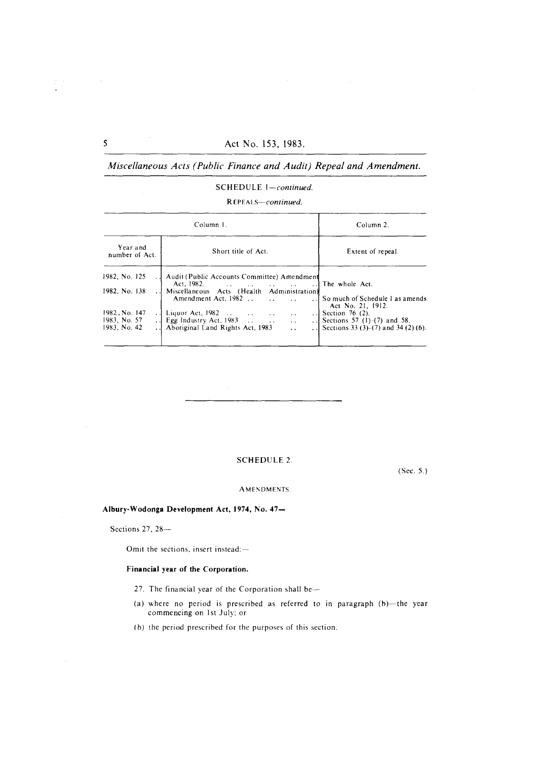*Miscellaneous Acts (Public Finance and Audit) Repeal and Amendment.*

SCHEDULE 1—*continued.*

REPEALS—*continued.*

| Column 1. | | Column 2. |
|---|---|---|
| Year and number of Act. | Short title of Act. | Extent of repeal. |
| 1982, No. 125 | Audit (Public Accounts Committee) Amendment Act, 1982. | The whole Act. |
| 1982, No. 138 | Miscellaneous Acts (Health Administration) Amendment Act, 1982 | So much of Schedule 1 as amends Act No. 21, 1912. |
| 1982, No. 147 | Liquor Act, 1982 | Section 76 (2). |
| 1983, No. 57 | Egg Industry Act, 1983 | Sections 57 (1)-(7) and 58. |
| 1983, No. 42 | Aboriginal Land Rights Act, 1983 | Sections 33 (3)-(7) and 34 (2) (6). |

---

SCHEDULE 2.

(Sec. 5.)

AMENDMENTS.

**Albury-Wodonga Development Act, 1974, No. 47—**

Sections 27, 28—

Omit the sections, insert instead:—

**Financial year of the Corporation.**

27. The financial year of the Corporation shall be—

(a) where no period is prescribed as referred to in paragraph (b)—the year commencing on 1st July; or

(b) the period prescribed for the purposes of this section.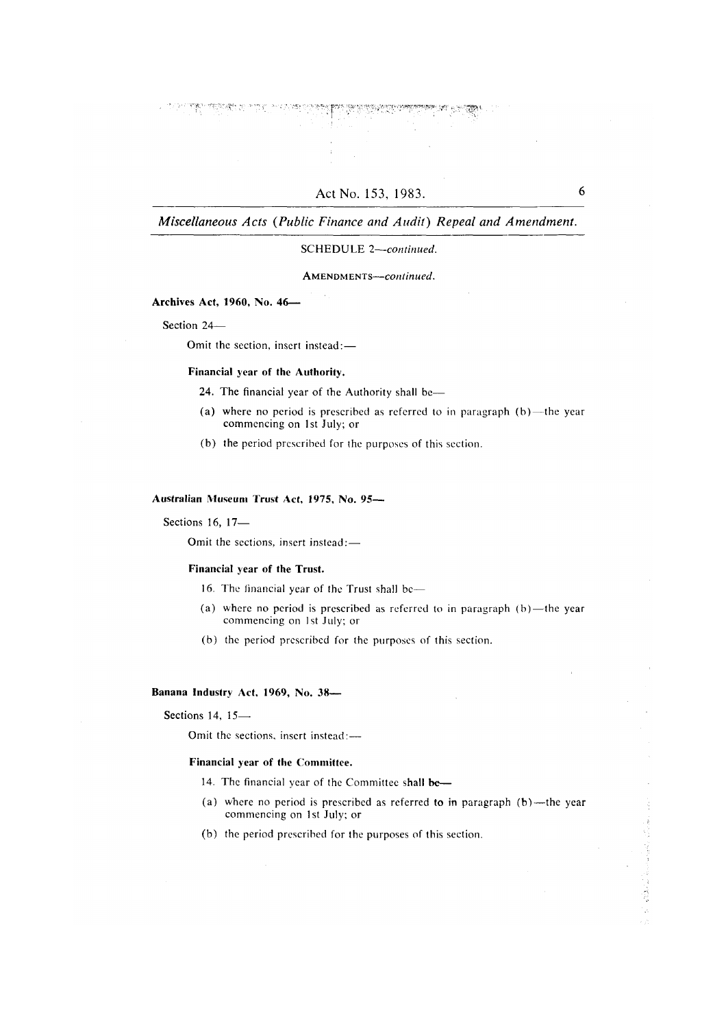SCHEDULE 2—*continued.*

AMENDMENTS—*continued.*

**Archives Act, 1960, No. 46—**

Section 24—

Omit the section, insert instead:—

**Financial year of the Authority.**

24. The financial year of the Authority shall be—

(a) where no period is prescribed as referred to in paragraph (b)—the year commencing on 1st July; or

(b) the period prescribed for the purposes of this section.

**Australian Museum Trust Act, 1975, No. 95—**

Sections 16, 17—

Omit the sections, insert instead:—

**Financial year of the Trust.**

16. The financial year of the Trust shall be—

(a) where no period is prescribed as referred to in paragraph (b)—the year commencing on 1st July; or

(b) the period prescribed for the purposes of this section.

**Banana Industry Act, 1969, No. 38—**

Sections 14, 15—

Omit the sections, insert instead:—

**Financial year of the Committee.**

14. The financial year of the Committee shall be—

(a) where no period is prescribed as referred to in paragraph (b)—the year commencing on 1st July; or

(b) the period prescribed for the purposes of this section.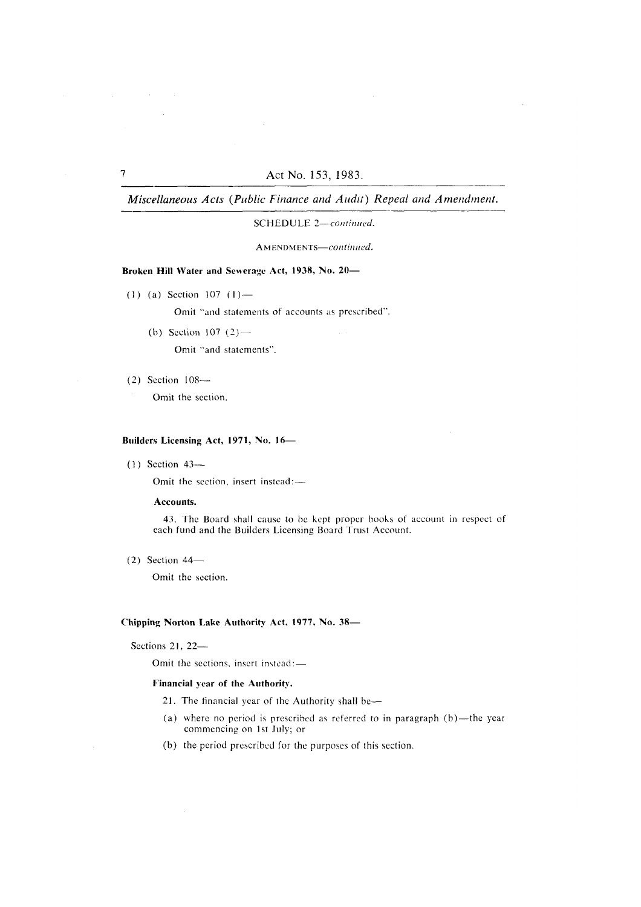*Miscellaneous Acts (Public Finance and Audit) Repeal and Amendment.*

SCHEDULE 2—*continued.*

AMENDMENTS—*continued.*

**Broken Hill Water and Sewerage Act, 1938, No. 20—**

(1) (a) Section 107 (1)—

Omit "and statements of accounts as prescribed".

(b) Section 107 (2)—

Omit "and statements".

(2) Section 108—

Omit the section.

**Builders Licensing Act, 1971, No. 16—**

(1) Section 43—

Omit the section, insert instead:—

**Accounts.**

43. The Board shall cause to be kept proper books of account in respect of each fund and the Builders Licensing Board Trust Account.

(2) Section 44—

Omit the section.

**Chipping Norton Lake Authority Act, 1977, No. 38—**

Sections 21, 22—

Omit the sections, insert instead:—

**Financial year of the Authority.**

21. The financial year of the Authority shall be—

(a) where no period is prescribed as referred to in paragraph (b)—the year commencing on 1st July; or

(b) the period prescribed for the purposes of this section.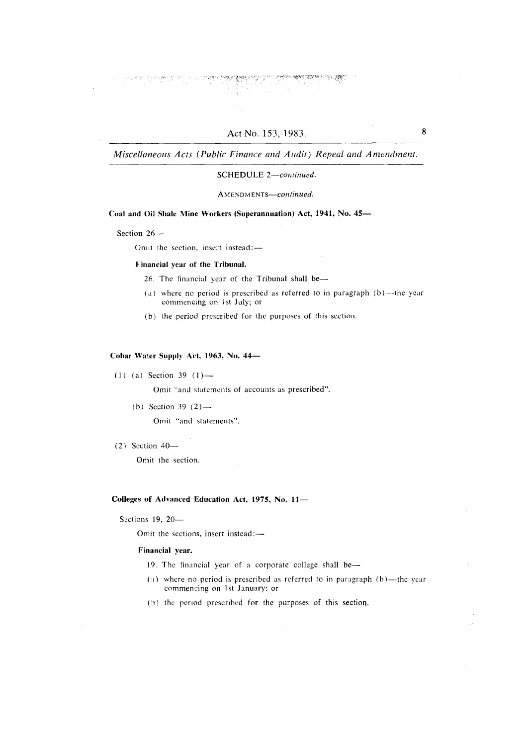SCHEDULE 2—*continued.*

AMENDMENTS—*continued.*

**Coal and Oil Shale Mine Workers (Superannuation) Act, 1941, No. 45—**

Section 26—

Omit the section, insert instead:—

**Financial year of the Tribunal.**

26. The financial year of the Tribunal shall be—

(a) where no period is prescribed as referred to in paragraph (b)—the year commencing on 1st July; or

(b) the period prescribed for the purposes of this section.

**Cobar Water Supply Act, 1963, No. 44—**

(1) (a) Section 39 (1)—

Omit "and statements of accounts as prescribed".

(b) Section 39 (2)—

Omit "and statements".

(2) Section 40—

Omit the section.

**Colleges of Advanced Education Act, 1975, No. 11—**

Sections 19, 20—

Omit the sections, insert instead:—

**Financial year.**

19. The financial year of a corporate college shall be—

(a) where no period is prescribed as referred to in paragraph (b)—the year commencing on 1st January; or

(b) the period prescribed for the purposes of this section.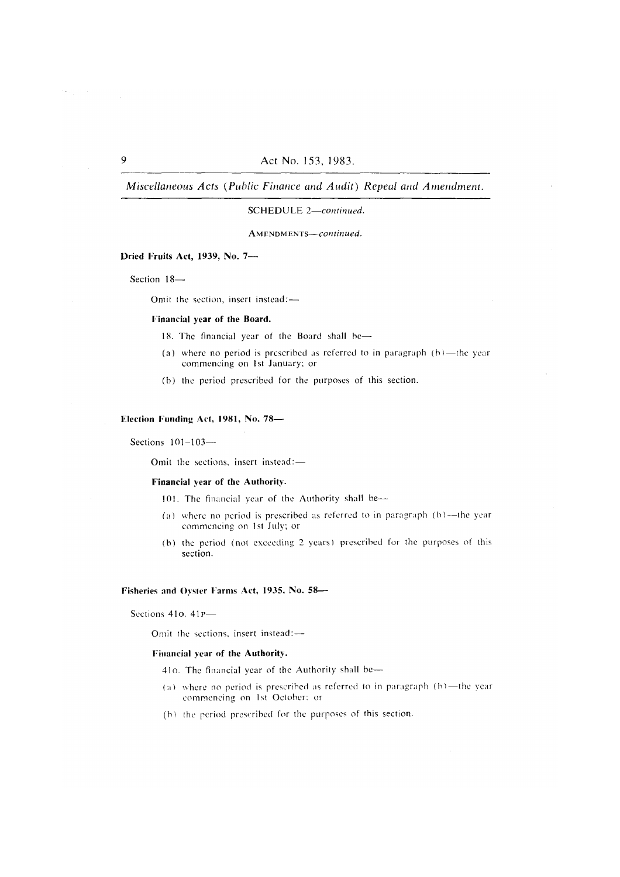SCHEDULE 2—*continued.*

AMENDMENTS—*continued.*

**Dried Fruits Act, 1939, No. 7—**

Section 18—

Omit the section, insert instead:—

**Financial year of the Board.**

18. The financial year of the Board shall be—

(a) where no period is prescribed as referred to in paragraph (b)—the year commencing on 1st January; or

(b) the period prescribed for the purposes of this section.

**Election Funding Act, 1981, No. 78—**

Sections 101–103—

Omit the sections, insert instead:—

**Financial year of the Authority.**

101. The financial year of the Authority shall be—

(a) where no period is prescribed as referred to in paragraph (b)—the year commencing on 1st July; or

(b) the period (not exceeding 2 years) prescribed for the purposes of this section.

**Fisheries and Oyster Farms Act, 1935, No. 58—**

Sections 41O, 41P—

Omit the sections, insert instead:—

**Financial year of the Authority.**

41O. The financial year of the Authority shall be—

(a) where no period is prescribed as referred to in paragraph (b)—the year commencing on 1st October; or

(b) the period prescribed for the purposes of this section.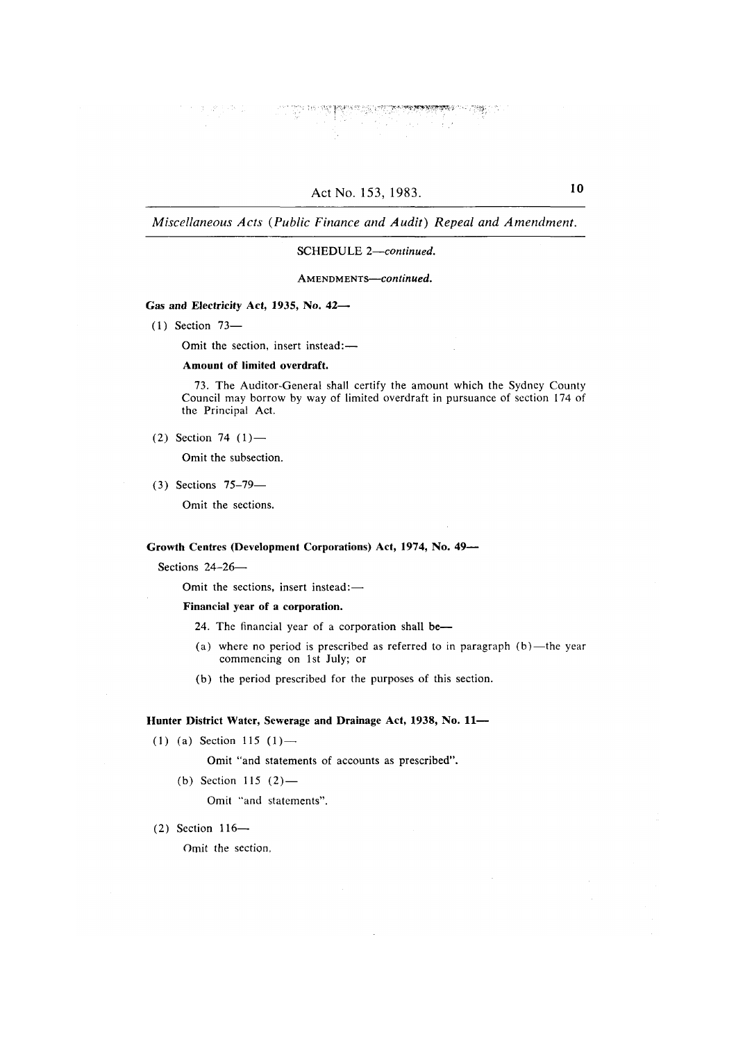SCHEDULE 2—*continued.*

AMENDMENTS—*continued.*

**Gas and Electricity Act, 1935, No. 42—**

(1) Section 73—

Omit the section, insert instead:—

**Amount of limited overdraft.**

73. The Auditor-General shall certify the amount which the Sydney County Council may borrow by way of limited overdraft in pursuance of section 174 of the Principal Act.

(2) Section 74 (1)—

Omit the subsection.

(3) Sections 75–79—

Omit the sections.

**Growth Centres (Development Corporations) Act, 1974, No. 49—**

Sections 24–26—

Omit the sections, insert instead:—

**Financial year of a corporation.**

24. The financial year of a corporation shall be—

(a) where no period is prescribed as referred to in paragraph (b)—the year commencing on 1st July; or

(b) the period prescribed for the purposes of this section.

**Hunter District Water, Sewerage and Drainage Act, 1938, No. 11—**

(1) (a) Section 115 (1)—

Omit "and statements of accounts as prescribed".

(b) Section 115 (2)—

Omit "and statements".

(2) Section 116—

Omit the section.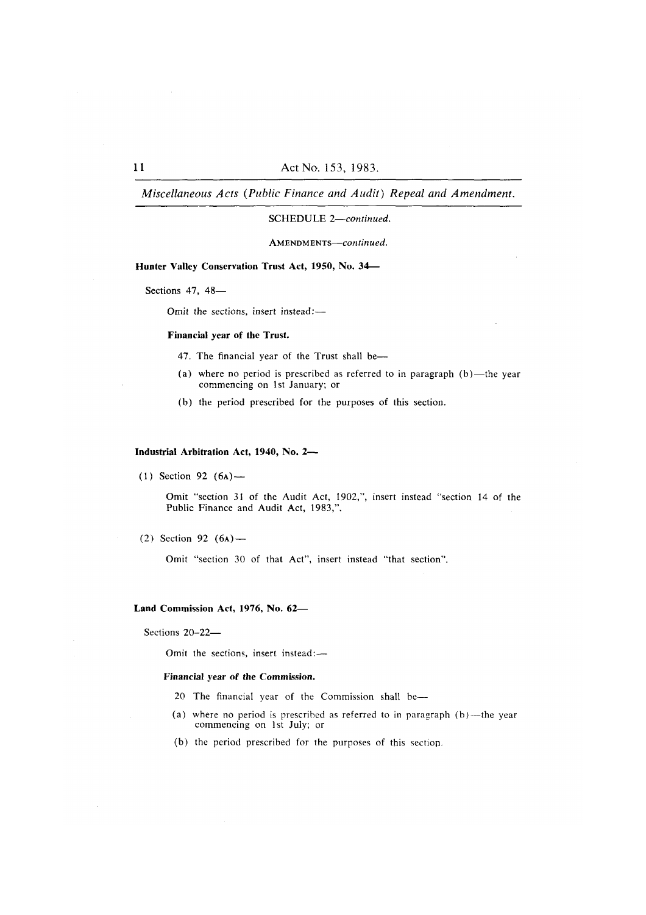SCHEDULE 2—*continued.*

AMENDMENTS—*continued.*

**Hunter Valley Conservation Trust Act, 1950, No. 34—**

Sections 47, 48—

Omit the sections, insert instead:—

**Financial year of the Trust.**

47. The financial year of the Trust shall be—

(a) where no period is prescribed as referred to in paragraph (b)—the year commencing on 1st January; or

(b) the period prescribed for the purposes of this section.

**Industrial Arbitration Act, 1940, No. 2—**

(1) Section 92 (6A)—

Omit "section 31 of the Audit Act, 1902,", insert instead "section 14 of the Public Finance and Audit Act, 1983,".

(2) Section 92 (6A)—

Omit "section 30 of that Act", insert instead "that section".

**Land Commission Act, 1976, No. 62—**

Sections 20–22—

Omit the sections, insert instead:—

***Financial year of the Commission.***

20 The financial year of the Commission shall be—

(a) where no period is prescribed as referred to in paragraph (b)—the year commencing on 1st July; or

(b) the period prescribed for the purposes of this section.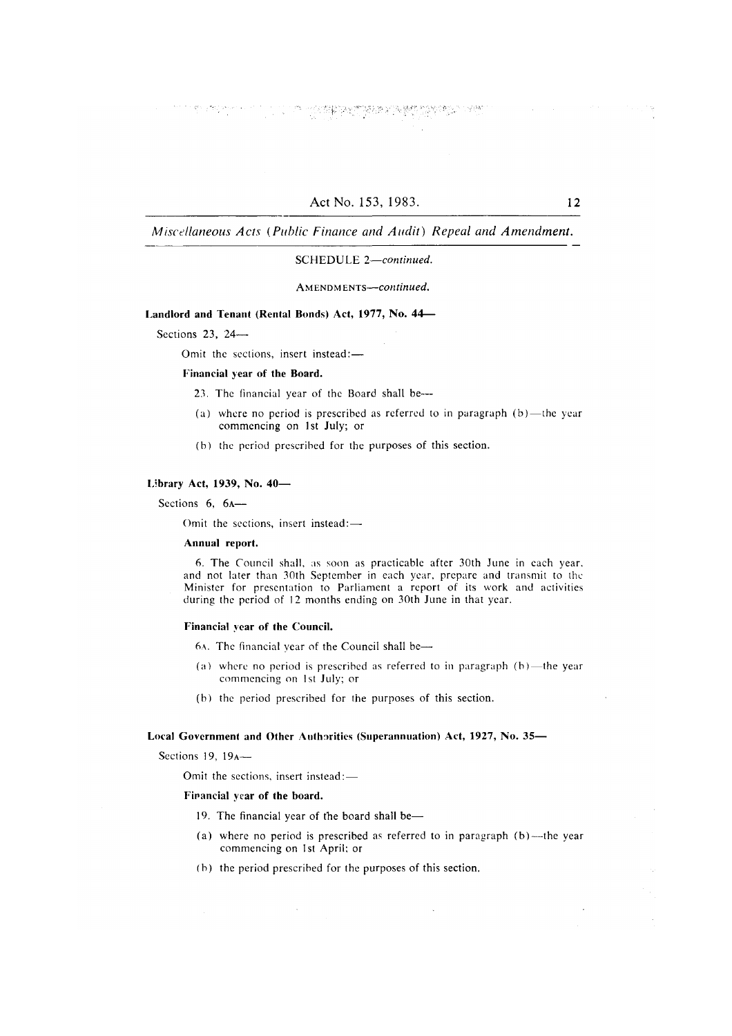SCHEDULE 2—*continued.*

AMENDMENTS—*continued.*

**Landlord and Tenant (Rental Bonds) Act, 1977, No. 44—**

Sections 23, 24—

Omit the sections, insert instead:—

**Financial year of the Board.**

23. The financial year of the Board shall be—

(a) where no period is prescribed as referred to in paragraph (b)—the year commencing on 1st July; or

(b) the period prescribed for the purposes of this section.

**Library Act, 1939, No. 40—**

Sections 6, 6A—

Omit the sections, insert instead:—

**Annual report.**

6. The Council shall, as soon as practicable after 30th June in each year, and not later than 30th September in each year, prepare and transmit to the Minister for presentation to Parliament a report of its work and activities during the period of 12 months ending on 30th June in that year.

**Financial year of the Council.**

6A. The financial year of the Council shall be—

(a) where no period is prescribed as referred to in paragraph (b)—the year commencing on 1st July; or

(b) the period prescribed for the purposes of this section.

**Local Government and Other Authorities (Superannuation) Act, 1927, No. 35—**

Sections 19, 19A—

Omit the sections, insert instead:—

**Financial year of the board.**

19. The financial year of the board shall be—

(a) where no period is prescribed as referred to in paragraph (b)—the year commencing on 1st April; or

(b) the period prescribed for the purposes of this section.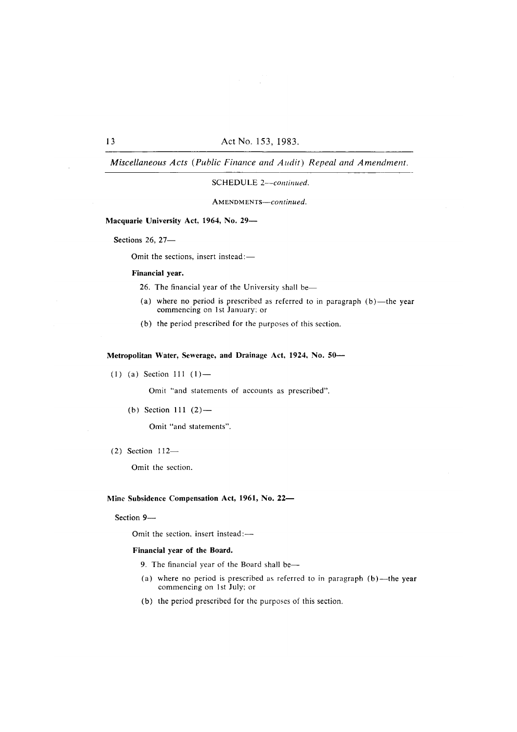SCHEDULE 2—*continued.*

AMENDMENTS—*continued.*

**Macquarie University Act, 1964, No. 29—**

Sections 26, 27—

Omit the sections, insert instead:—

**Financial year.**

26. The financial year of the University shall be—

(a) where no period is prescribed as referred to in paragraph (b)—the year commencing on 1st January; or

(b) the period prescribed for the purposes of this section.

**Metropolitan Water, Sewerage, and Drainage Act, 1924, No. 50—**

(1) (a) Section 111 (1)—

Omit "and statements of accounts as prescribed".

(b) Section 111 (2)—

Omit "and statements".

(2) Section 112—

Omit the section.

**Mine Subsidence Compensation Act, 1961, No. 22—**

Section 9—

Omit the section, insert instead:—

**Financial year of the Board.**

9. The financial year of the Board shall be—

(a) where no period is prescribed as referred to in paragraph (b)—the year commencing on 1st July; or

(b) the period prescribed for the purposes of this section.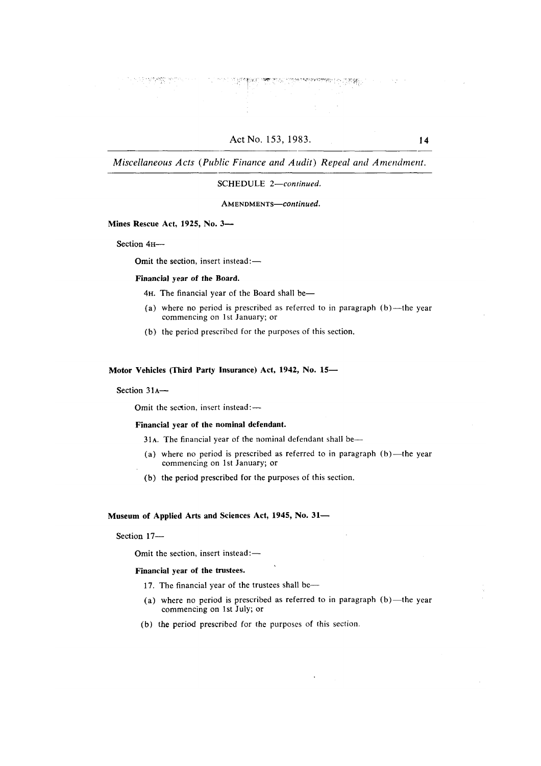SCHEDULE 2—*continued.*

AMENDMENTS—*continued.*

**Mines Rescue Act, 1925, No. 3—**

Section 4H—

Omit the section, insert instead:—

**Financial year of the Board.**

4H. The financial year of the Board shall be—

(a) where no period is prescribed as referred to in paragraph (b)—the year commencing on 1st January; or

(b) the period prescribed for the purposes of this section.

**Motor Vehicles (Third Party Insurance) Act, 1942, No. 15—**

Section 31A—

Omit the section, insert instead:—

**Financial year of the nominal defendant.**

31A. The financial year of the nominal defendant shall be—

(a) where no period is prescribed as referred to in paragraph (b)—the year commencing on 1st January; or

(b) the period prescribed for the purposes of this section.

**Museum of Applied Arts and Sciences Act, 1945, No. 31—**

Section 17—

Omit the section, insert instead:—

**Financial year of the trustees.**

17. The financial year of the trustees shall be—

(a) where no period is prescribed as referred to in paragraph (b)—the year commencing on 1st July; or

(b) the period prescribed for the purposes of this section.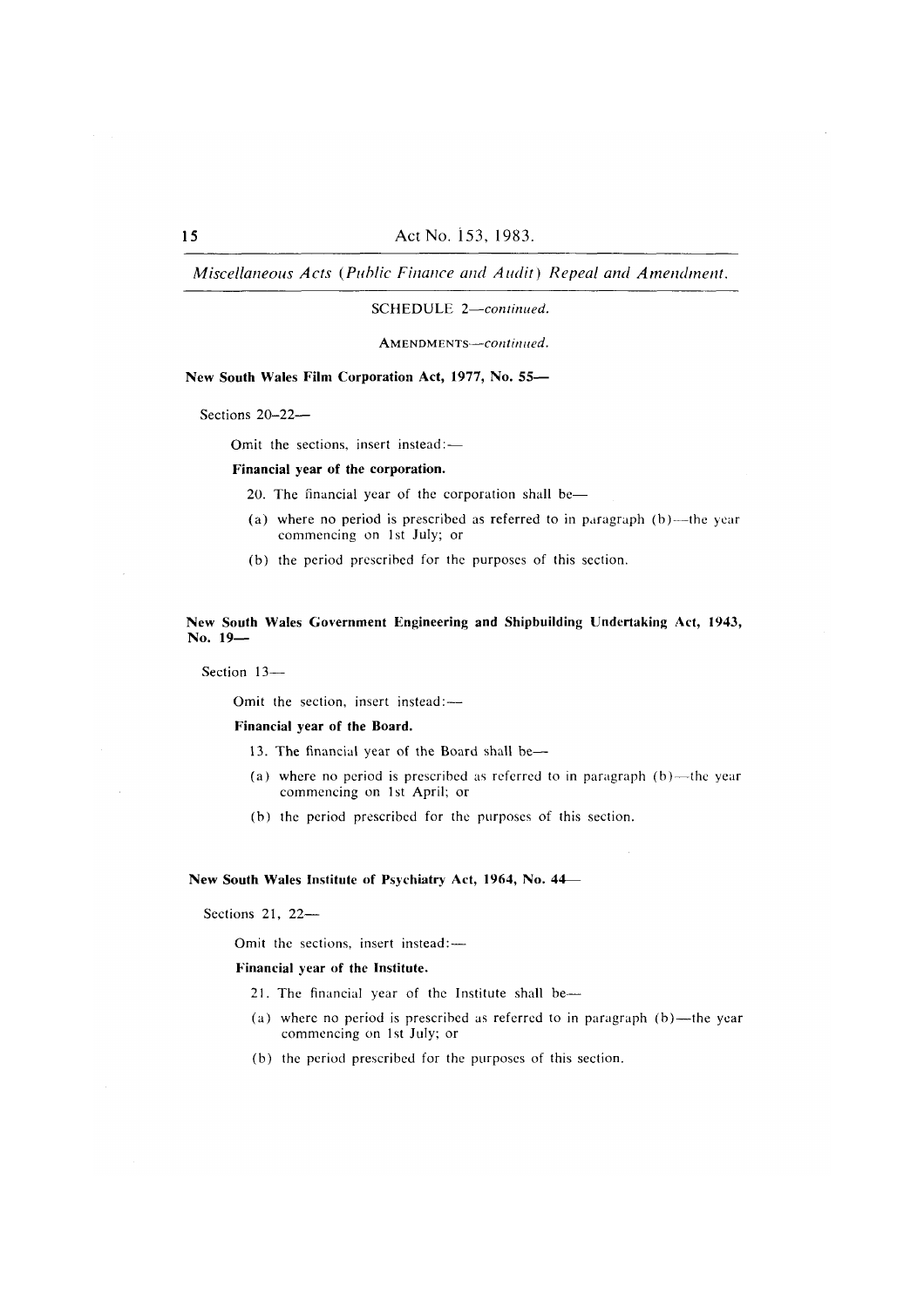SCHEDULE 2—*continued.*

AMENDMENTS—*continued.*

**New South Wales Film Corporation Act, 1977, No. 55—**

Sections 20–22—

Omit the sections, insert instead:—

**Financial year of the corporation.**

20. The financial year of the corporation shall be—

(a) where no period is prescribed as referred to in paragraph (b)—the year commencing on 1st July; or

(b) the period prescribed for the purposes of this section.

**New South Wales Government Engineering and Shipbuilding Undertaking Act, 1943, No. 19—**

Section 13—

Omit the section, insert instead:—

**Financial year of the Board.**

13. The financial year of the Board shall be—

(a) where no period is prescribed as referred to in paragraph (b)—the year commencing on 1st April; or

(b) the period prescribed for the purposes of this section.

**New South Wales Institute of Psychiatry Act, 1964, No. 44—**

Sections 21, 22—

Omit the sections, insert instead:—

**Financial year of the Institute.**

21. The financial year of the Institute shall be—

(a) where no period is prescribed as referred to in paragraph (b)—the year commencing on 1st July; or

(b) the period prescribed for the purposes of this section.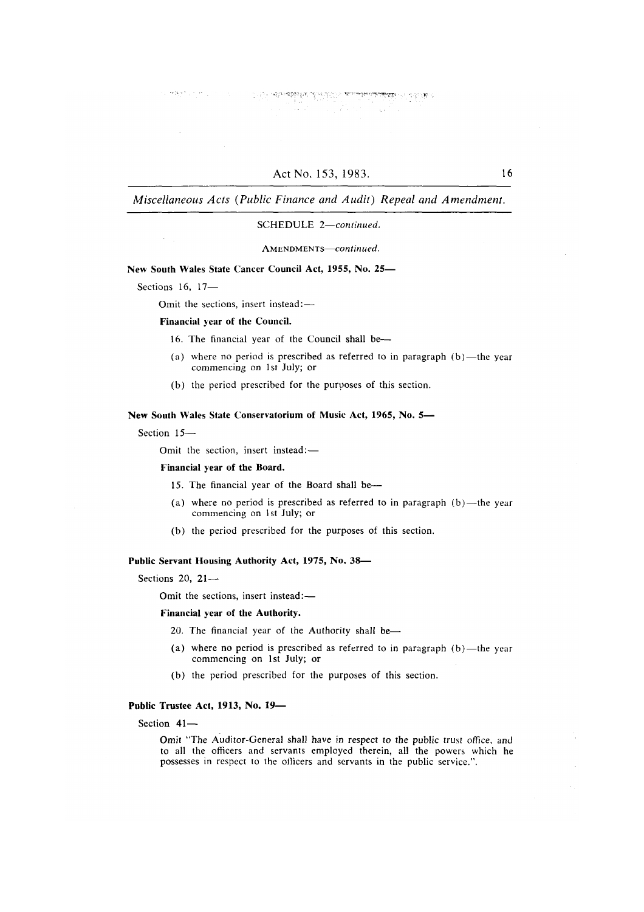SCHEDULE 2—*continued.*

AMENDMENTS—*continued.*

**New South Wales State Cancer Council Act, 1955, No. 25—**

Sections 16, 17—

Omit the sections, insert instead:—

**Financial year of the Council.**

16. The financial year of the Council shall be—

(a) where no period is prescribed as referred to in paragraph (b)—the year commencing on 1st July; or

(b) the period prescribed for the purposes of this section.

**New South Wales State Conservatorium of Music Act, 1965, No. 5—**

Section 15—

Omit the section, insert instead:—

**Financial year of the Board.**

15. The financial year of the Board shall be—

(a) where no period is prescribed as referred to in paragraph (b)—the year commencing on 1st July; or

(b) the period prescribed for the purposes of this section.

**Public Servant Housing Authority Act, 1975, No. 38—**

Sections 20, 21—

Omit the sections, insert instead:—

**Financial year of the Authority.**

20. The financial year of the Authority shall be—

(a) where no period is prescribed as referred to in paragraph (b)—the year commencing on 1st July; or

(b) the period prescribed for the purposes of this section.

**Public Trustee Act, 1913, No. 19—**

Section 41—

Omit "The Auditor-General shall have in respect to the public trust office, and to all the officers and servants employed therein, all the powers which he possesses in respect to the officers and servants in the public service.".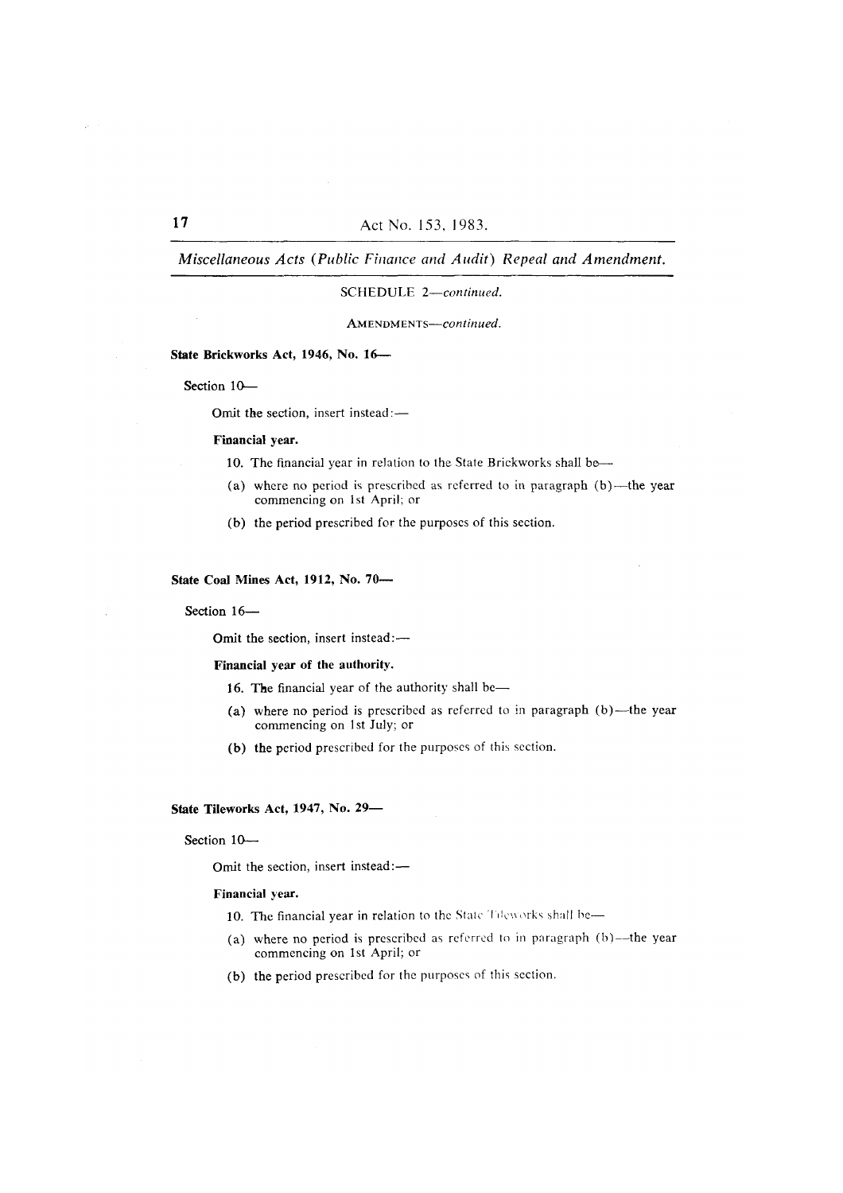SCHEDULE 2—*continued.*

AMENDMENTS—*continued.*

**State Brickworks Act, 1946, No. 16—**

Section 10—

Omit the section, insert instead:—

**Financial year.**

10. The financial year in relation to the State Brickworks shall be—

(a) where no period is prescribed as referred to in paragraph (b)—the year commencing on 1st April; or

(b) the period prescribed for the purposes of this section.

**State Coal Mines Act, 1912, No. 70—**

Section 16—

Omit the section, insert instead:—

**Financial year of the authority.**

16. The financial year of the authority shall be—

(a) where no period is prescribed as referred to in paragraph (b)—the year commencing on 1st July; or

(b) the period prescribed for the purposes of this section.

**State Tileworks Act, 1947, No. 29—**

Section 10—

Omit the section, insert instead:—

**Financial year.**

10. The financial year in relation to the State Tileworks shall be—

(a) where no period is prescribed as referred to in paragraph (b)—the year commencing on 1st April; or

(b) the period prescribed for the purposes of this section.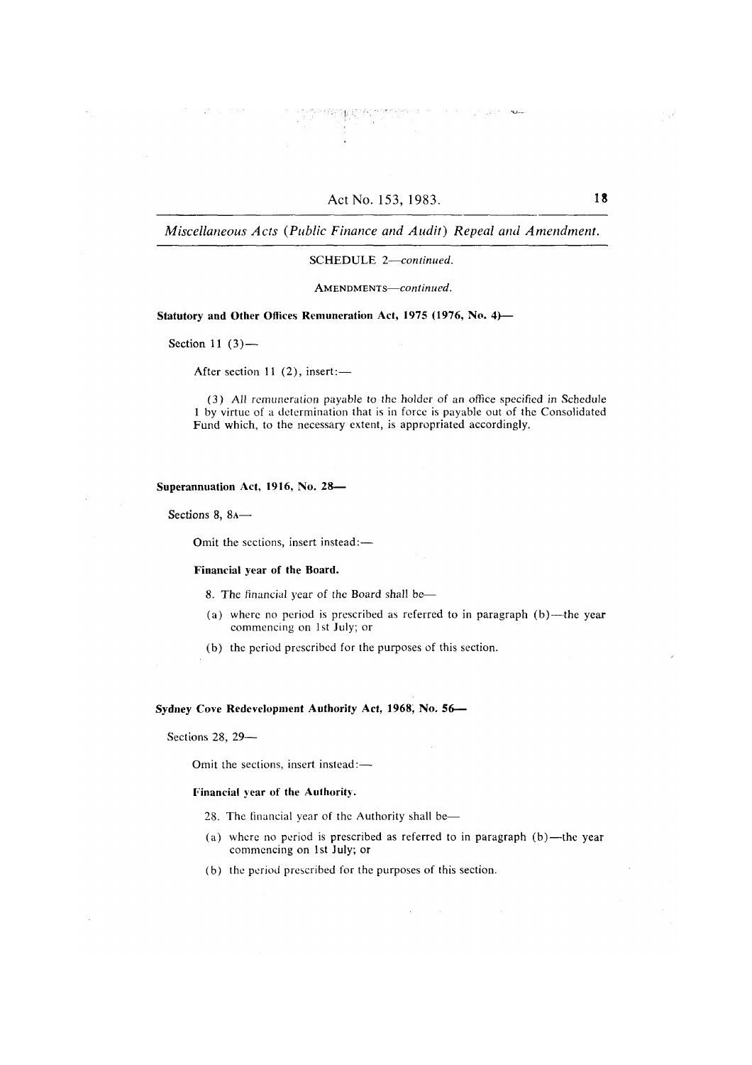SCHEDULE 2—*continued.*

AMENDMENTS—*continued.*

**Statutory and Other Offices Remuneration Act, 1975 (1976, No. 4)—**

Section 11 (3)—

After section 11 (2), insert:—

(3) All remuneration payable to the holder of an office specified in Schedule 1 by virtue of a determination that is in force is payable out of the Consolidated Fund which, to the necessary extent, is appropriated accordingly.

**Superannuation Act, 1916, No. 28—**

Sections 8, 8A—

Omit the sections, insert instead:—

**Financial year of the Board.**

8. The financial year of the Board shall be—

(a) where no period is prescribed as referred to in paragraph (b)—the year commencing on 1st July; or

(b) the period prescribed for the purposes of this section.

**Sydney Cove Redevelopment Authority Act, 1968, No. 56—**

Sections 28, 29—

Omit the sections, insert instead:—

**Financial year of the Authority.**

28. The financial year of the Authority shall be—

(a) where no period is prescribed as referred to in paragraph (b)—the year commencing on 1st July; or

(b) the period prescribed for the purposes of this section.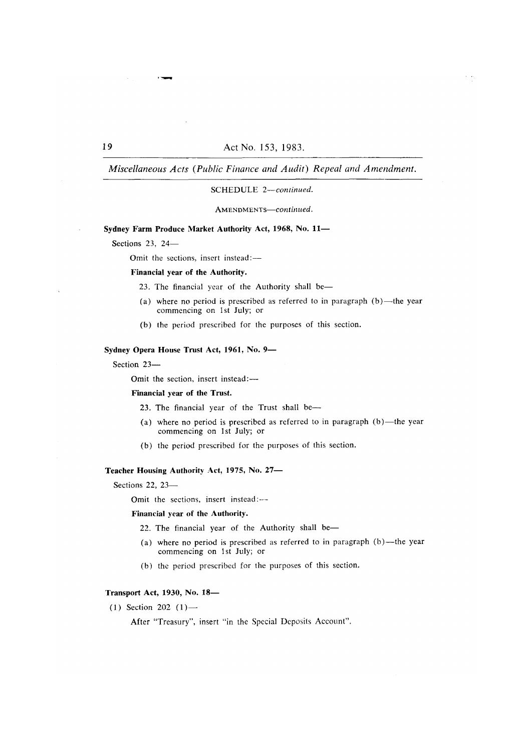SCHEDULE 2—*continued.*

AMENDMENTS—*continued.*

**Sydney Farm Produce Market Authority Act, 1968, No. 11—**

Sections 23, 24—

Omit the sections, insert instead:—

**Financial year of the Authority.**

23. The financial year of the Authority shall be—

(a) where no period is prescribed as referred to in paragraph (b)—the year commencing on 1st July; or

(b) the period prescribed for the purposes of this section.

**Sydney Opera House Trust Act, 1961, No. 9—**

Section 23—

Omit the section, insert instead:—

**Financial year of the Trust.**

23. The financial year of the Trust shall be—

(a) where no period is prescribed as referred to in paragraph (b)—the year commencing on 1st July; or

(b) the period prescribed for the purposes of this section.

**Teacher Housing Authority Act, 1975, No. 27—**

Sections 22, 23—

Omit the sections, insert instead:—

**Financial year of the Authority.**

22. The financial year of the Authority shall be—

(a) where no period is prescribed as referred to in paragraph (b)—the year commencing on 1st July; or

(b) the period prescribed for the purposes of this section.

**Transport Act, 1930, No. 18—**

(1) Section 202 (1)—

After "Treasury", insert "in the Special Deposits Account".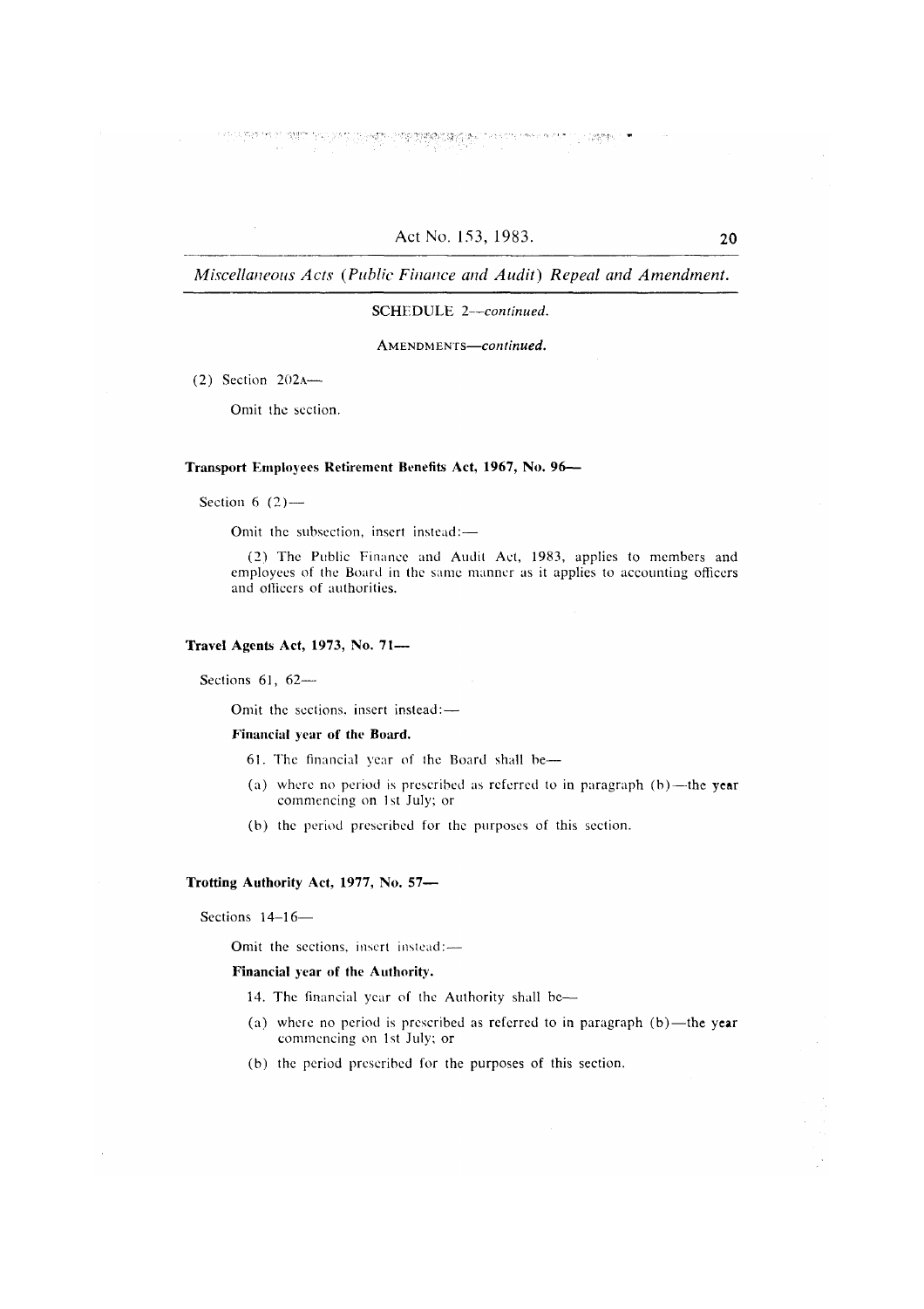SCHEDULE 2—*continued.*

AMENDMENTS—*continued.*

(2) Section 202A—

Omit the section.

**Transport Employees Retirement Benefits Act, 1967, No. 96—**

Section 6 (2)—

Omit the subsection, insert instead:—

(2) The Public Finance and Audit Act, 1983, applies to members and employees of the Board in the same manner as it applies to accounting officers and officers of authorities.

**Travel Agents Act, 1973, No. 71—**

Sections 61, 62—

Omit the sections, insert instead:—

**Financial year of the Board.**

61. The financial year of the Board shall be—

(a) where no period is prescribed as referred to in paragraph (b)—the year commencing on 1st July; or

(b) the period prescribed for the purposes of this section.

**Trotting Authority Act, 1977, No. 57—**

Sections 14–16—

Omit the sections, insert instead:—

**Financial year of the Authority.**

14. The financial year of the Authority shall be—

(a) where no period is prescribed as referred to in paragraph (b)—the year commencing on 1st July; or

(b) the period prescribed for the purposes of this section.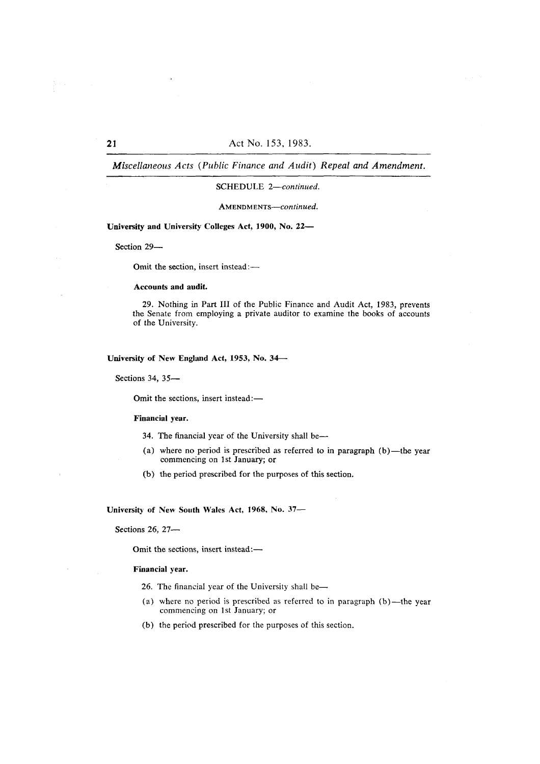SCHEDULE 2—*continued.*

AMENDMENTS—*continued.*

**University and University Colleges Act, 1900, No. 22—**

Section 29—

Omit the section, insert instead:—

**Accounts and audit.**

29. Nothing in Part III of the Public Finance and Audit Act, 1983, prevents the Senate from employing a private auditor to examine the books of accounts of the University.

**University of New England Act, 1953, No. 34—**

Sections 34, 35—

Omit the sections, insert instead:—

**Financial year.**

34. The financial year of the University shall be—

(a) where no period is prescribed as referred to in paragraph (b)—the year commencing on 1st January; or

(b) the period prescribed for the purposes of this section.

**University of New South Wales Act, 1968, No. 37—**

Sections 26, 27—

Omit the sections, insert instead:—

**Financial year.**

26. The financial year of the University shall be—

(a) where no period is prescribed as referred to in paragraph (b)—the year commencing on 1st January; or

(b) the period prescribed for the purposes of this section.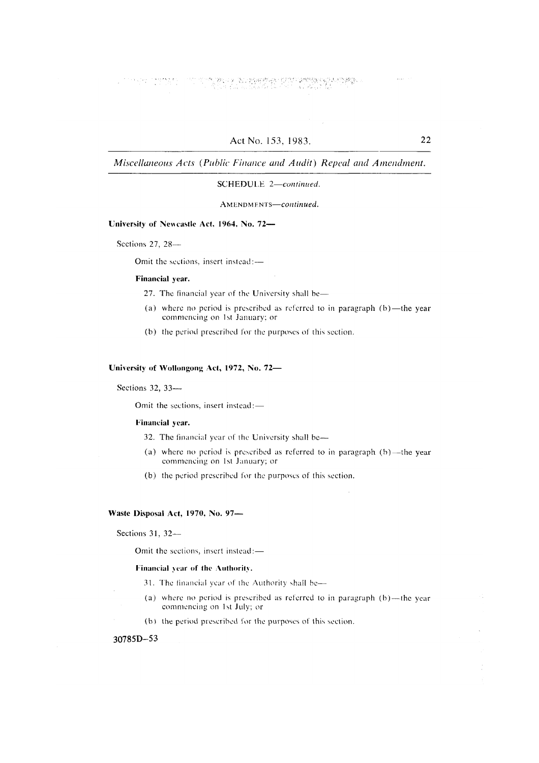SCHEDULE 2—*continued.*

AMENDMENTS—*continued.*

**University of Newcastle Act, 1964, No. 72—**

Sections 27, 28—

Omit the sections, insert instead:—

**Financial year.**

27. The financial year of the University shall be—

(a) where no period is prescribed as referred to in paragraph (b)—the year commencing on 1st January; or

(b) the period prescribed for the purposes of this section.

**University of Wollongong Act, 1972, No. 72—**

Sections 32, 33—

Omit the sections, insert instead:—

**Financial year.**

32. The financial year of the University shall be—

(a) where no period is prescribed as referred to in paragraph (b)—the year commencing on 1st January; or

(b) the period prescribed for the purposes of this section.

**Waste Disposal Act, 1970, No. 97—**

Sections 31, 32—

Omit the sections, insert instead:—

**Financial year of the Authority.**

31. The financial year of the Authority shall be—

(a) where no period is prescribed as referred to in paragraph (b)—the year commencing on 1st July; or

(b) the period prescribed for the purposes of this section.

30785D—53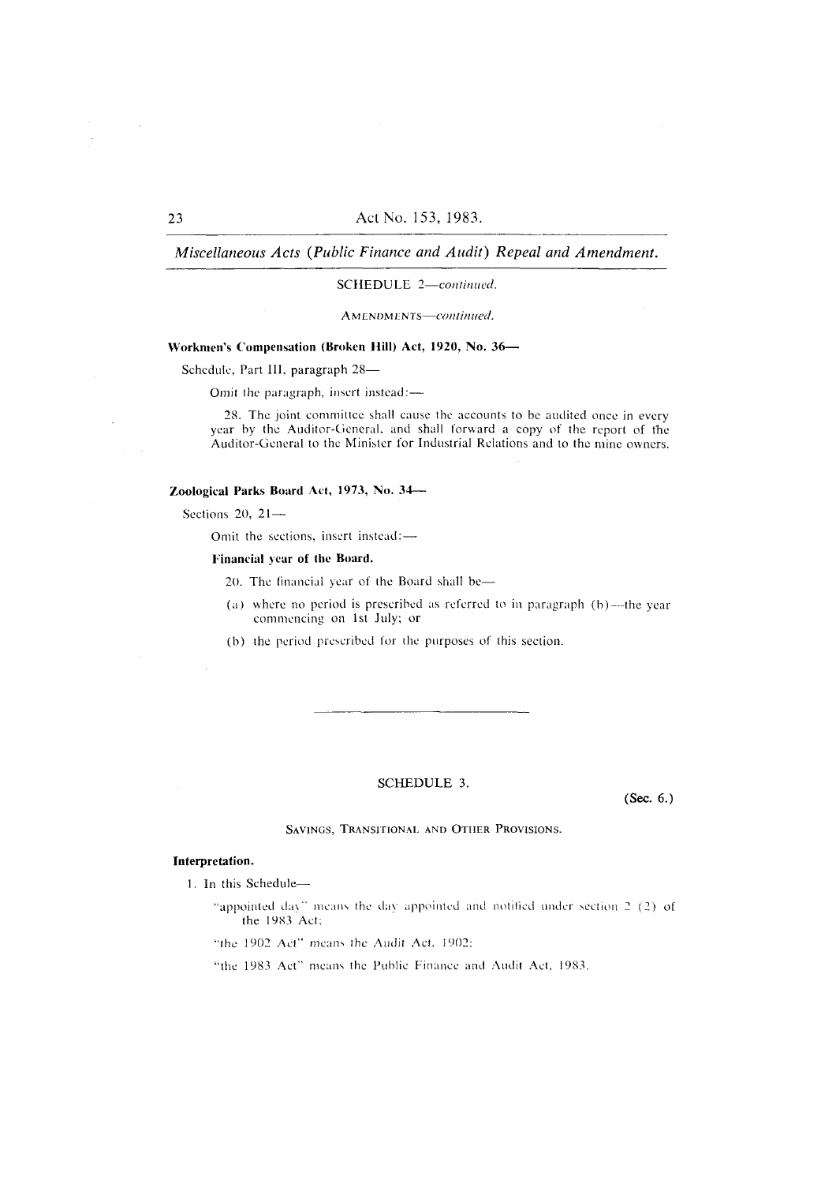SCHEDULE 2—*continued.*

AMENDMENTS—*continued.*

**Workmen's Compensation (Broken Hill) Act, 1920, No. 36—**

Schedule, Part III, paragraph 28—

Omit the paragraph, insert instead:—

28. The joint committee shall cause the accounts to be audited once in every year by the Auditor-General, and shall forward a copy of the report of the Auditor-General to the Minister for Industrial Relations and to the mine owners.

**Zoological Parks Board Act, 1973, No. 34—**

Sections 20, 21—

Omit the sections, insert instead:—

**Financial year of the Board.**

20. The financial year of the Board shall be—

(a) where no period is prescribed as referred to in paragraph (b)—the year commencing on 1st July; or

(b) the period prescribed for the purposes of this section.

---

SCHEDULE 3.

**(Sec. 6.)**

SAVINGS, TRANSITIONAL AND OTHER PROVISIONS.

**Interpretation.**

1. In this Schedule—

"appointed day" means the day appointed and notified under section 2 (2) of the 1983 Act;

"the 1902 Act" means the Audit Act, 1902;

"the 1983 Act" means the Public Finance and Audit Act, 1983.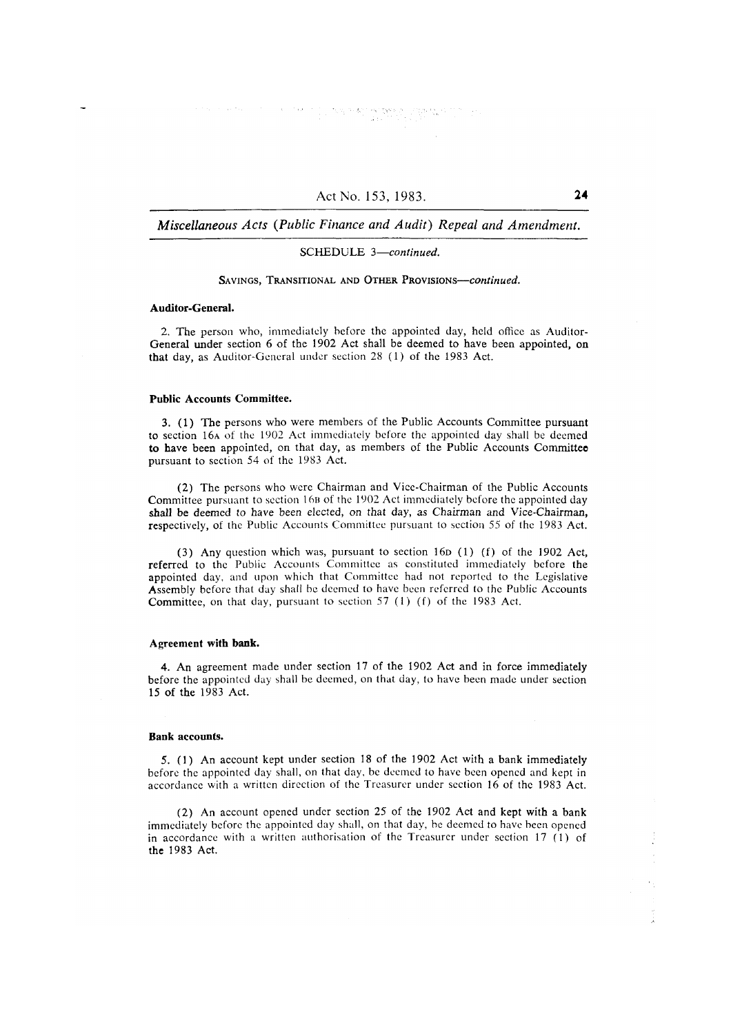SCHEDULE 3—*continued.*

SAVINGS, TRANSITIONAL AND OTHER PROVISIONS—*continued.*

**Auditor-General.**

2. The person who, immediately before the appointed day, held office as Auditor-General under section 6 of the 1902 Act shall be deemed to have been appointed, on that day, as Auditor-General under section 28 (1) of the 1983 Act.

**Public Accounts Committee.**

3. (1) The persons who were members of the Public Accounts Committee pursuant to section 16A of the 1902 Act immediately before the appointed day shall be deemed to have been appointed, on that day, as members of the Public Accounts Committee pursuant to section 54 of the 1983 Act.

(2) The persons who were Chairman and Vice-Chairman of the Public Accounts Committee pursuant to section 16B of the 1902 Act immediately before the appointed day shall be deemed to have been elected, on that day, as Chairman and Vice-Chairman, respectively, of the Public Accounts Committee pursuant to section 55 of the 1983 Act.

(3) Any question which was, pursuant to section 16D (1) (f) of the 1902 Act, referred to the Public Accounts Committee as constituted immediately before the appointed day, and upon which that Committee had not reported to the Legislative Assembly before that day shall be deemed to have been referred to the Public Accounts Committee, on that day, pursuant to section 57 (1) (f) of the 1983 Act.

**Agreement with bank.**

4. An agreement made under section 17 of the 1902 Act and in force immediately before the appointed day shall be deemed, on that day, to have been made under section 15 of the 1983 Act.

**Bank accounts.**

5. (1) An account kept under section 18 of the 1902 Act with a bank immediately before the appointed day shall, on that day, be deemed to have been opened and kept in accordance with a written direction of the Treasurer under section 16 of the 1983 Act.

(2) An account opened under section 25 of the 1902 Act and kept with a bank immediately before the appointed day shall, on that day, be deemed to have been opened in accordance with a written authorisation of the Treasurer under section 17 (1) of the 1983 Act.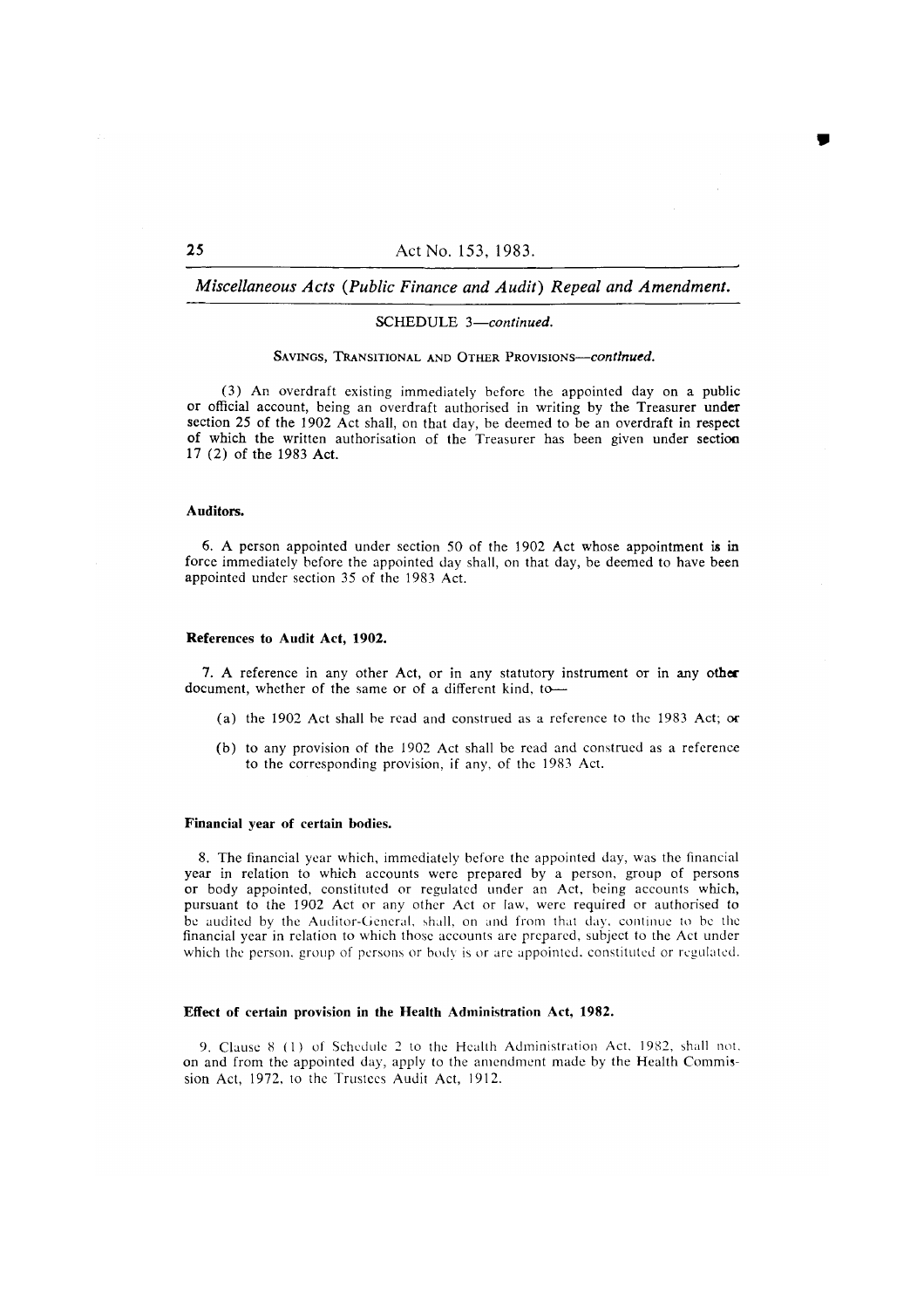SCHEDULE 3—*continued.*

SAVINGS, TRANSITIONAL AND OTHER PROVISIONS—*continued.*

(3) An overdraft existing immediately before the appointed day on a public or official account, being an overdraft authorised in writing by the Treasurer under section 25 of the 1902 Act shall, on that day, be deemed to be an overdraft in respect of which the written authorisation of the Treasurer has been given under section 17 (2) of the 1983 Act.

**Auditors.**

6. A person appointed under section 50 of the 1902 Act whose appointment is in force immediately before the appointed day shall, on that day, be deemed to have been appointed under section 35 of the 1983 Act.

**References to Audit Act, 1902.**

7. A reference in any other Act, or in any statutory instrument or in any other document, whether of the same or of a different kind, to—

(a) the 1902 Act shall be read and construed as a reference to the 1983 Act; or

(b) to any provision of the 1902 Act shall be read and construed as a reference to the corresponding provision, if any, of the 1983 Act.

**Financial year of certain bodies.**

8. The financial year which, immediately before the appointed day, was the financial year in relation to which accounts were prepared by a person, group of persons or body appointed, constituted or regulated under an Act, being accounts which, pursuant to the 1902 Act or any other Act or law, were required or authorised to be audited by the Auditor-General, shall, on and from that day, continue to be the financial year in relation to which those accounts are prepared, subject to the Act under which the person, group of persons or body is or are appointed, constituted or regulated.

**Effect of certain provision in the Health Administration Act, 1982.**

9. Clause 8 (1) of Schedule 2 to the Health Administration Act, 1982, shall not, on and from the appointed day, apply to the amendment made by the Health Commission Act, 1972, to the Trustees Audit Act, 1912.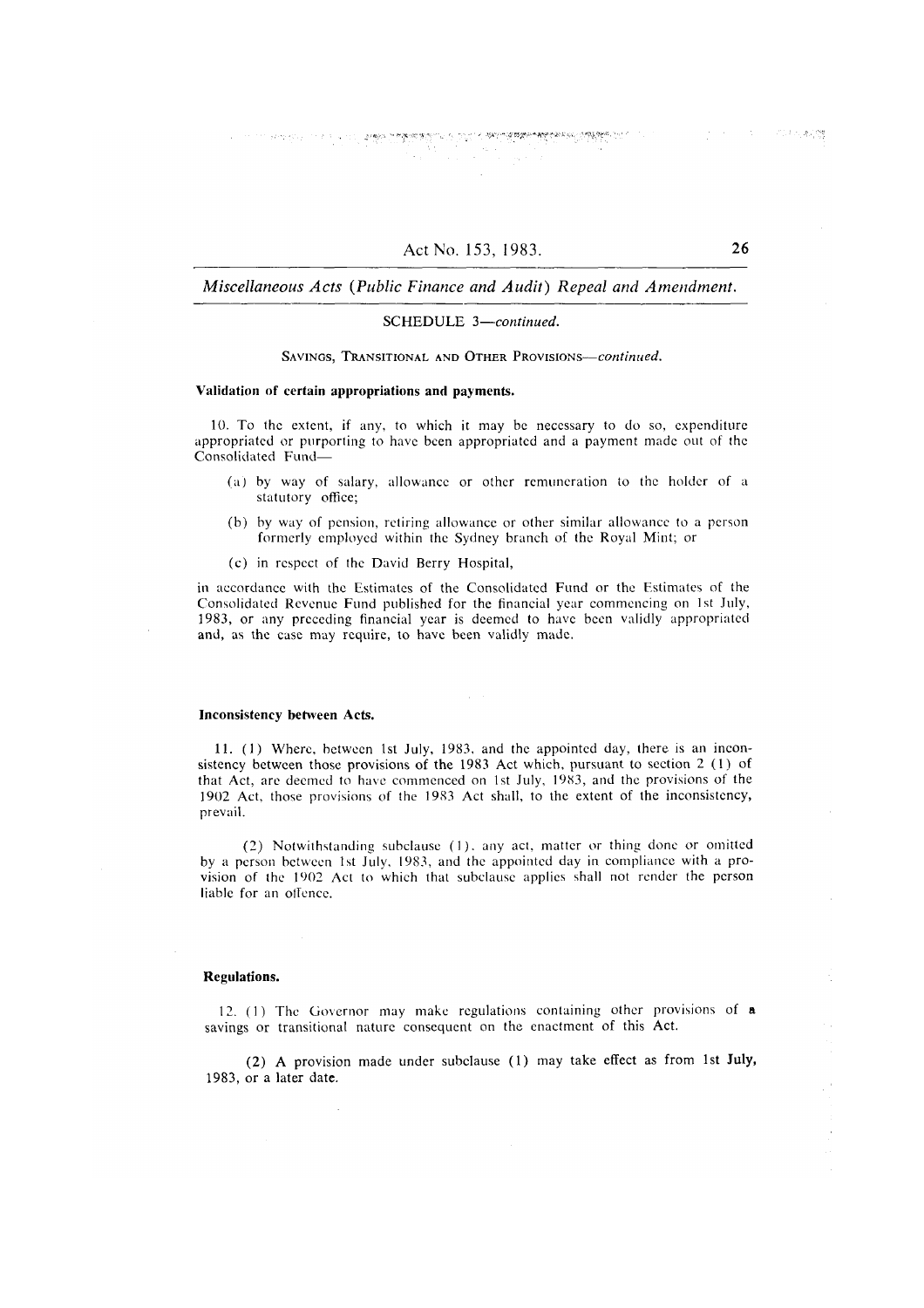SCHEDULE 3—*continued.*

SAVINGS, TRANSITIONAL AND OTHER PROVISIONS—*continued.*

**Validation of certain appropriations and payments.**

10. To the extent, if any, to which it may be necessary to do so, expenditure appropriated or purporting to have been appropriated and a payment made out of the Consolidated Fund—

(a) by way of salary, allowance or other remuneration to the holder of a statutory office;

(b) by way of pension, retiring allowance or other similar allowance to a person formerly employed within the Sydney branch of the Royal Mint; or

(c) in respect of the David Berry Hospital,

in accordance with the Estimates of the Consolidated Fund or the Estimates of the Consolidated Revenue Fund published for the financial year commencing on 1st July, 1983, or any preceding financial year is deemed to have been validly appropriated and, as the case may require, to have been validly made.

**Inconsistency between Acts.**

11. (1) Where, between 1st July, 1983, and the appointed day, there is an inconsistency between those provisions of the 1983 Act which, pursuant to section 2 (1) of that Act, are deemed to have commenced on 1st July, 1983, and the provisions of the 1902 Act, those provisions of the 1983 Act shall, to the extent of the inconsistency, prevail.

(2) Notwithstanding subclause (1), any act, matter or thing done or omitted by a person between 1st July, 1983, and the appointed day in compliance with a provision of the 1902 Act to which that subclause applies shall not render the person liable for an offence.

**Regulations.**

12. (1) The Governor may make regulations containing other provisions of a savings or transitional nature consequent on the enactment of this Act.

(2) A provision made under subclause (1) may take effect as from 1st July, 1983, or a later date.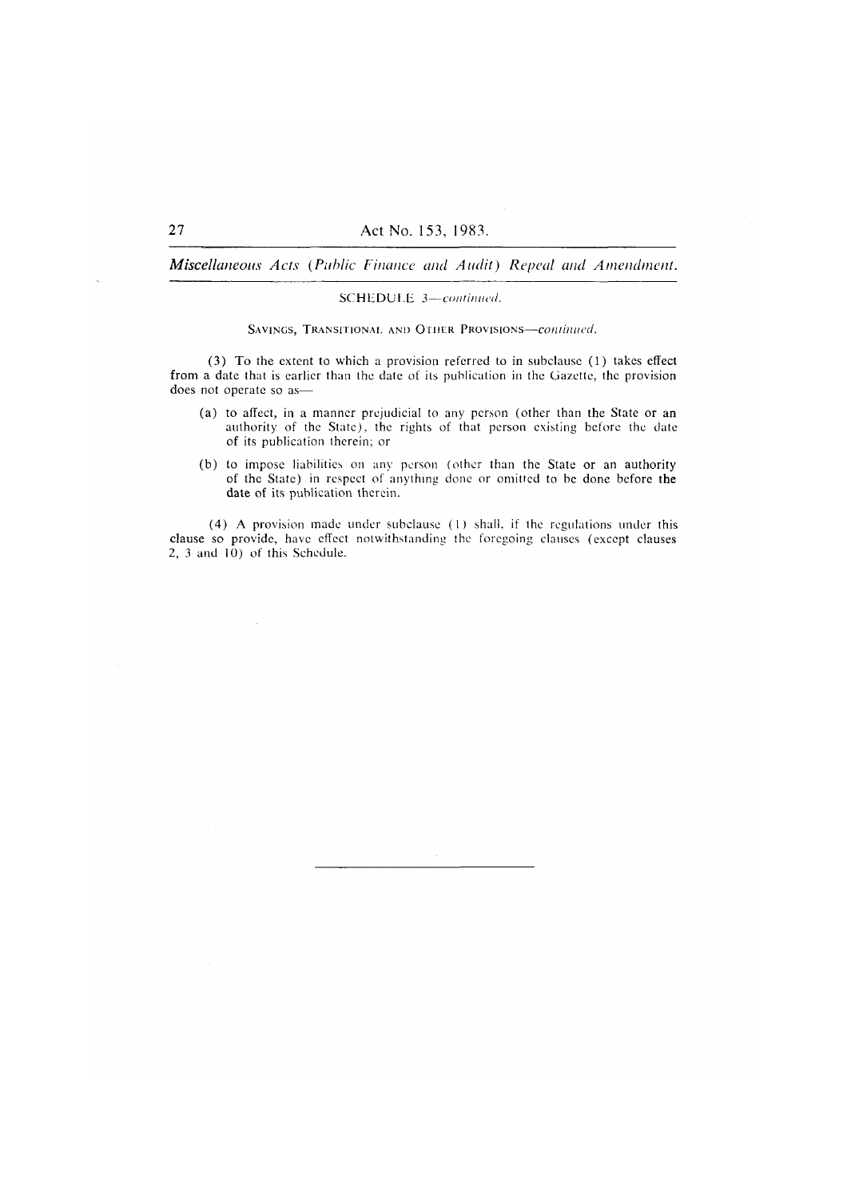SCHEDULE 3—*continued.*

SAVINGS, TRANSITIONAL AND OTHER PROVISIONS—*continued.*

(3) To the extent to which a provision referred to in subclause (1) takes effect from a date that is earlier than the date of its publication in the Gazette, the provision does not operate so as—

(a) to affect, in a manner prejudicial to any person (other than the State or an authority of the State), the rights of that person existing before the date of its publication therein; or

(b) to impose liabilities on any person (other than the State or an authority of the State) in respect of anything done or omitted to be done before the date of its publication therein.

(4) A provision made under subclause (1) shall, if the regulations under this clause so provide, have effect notwithstanding the foregoing clauses (except clauses 2, 3 and 10) of this Schedule.